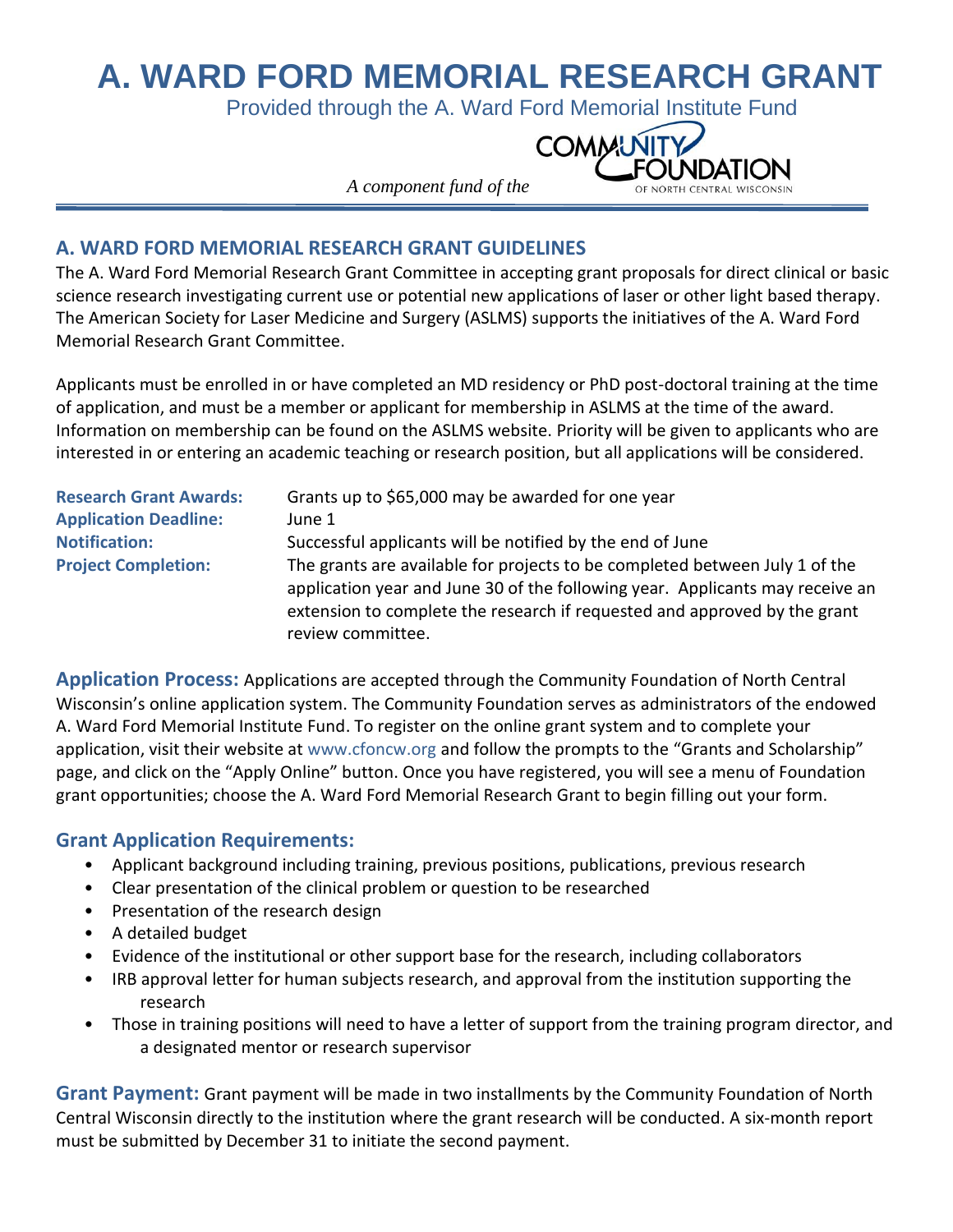# A. WARD FORD MEMORIAL RESEARCH GRANT

Provided through the A. Ward Ford Memorial Institute Fund

*A component fund of the* COMMUNITY FOUNDATION OF NORTH CENTRAL WISCONSIN

## A. WARD FORD MEMORIAL RESEARCH GRANT GUIDELINES

The A. Ward Ford Memorial Research Grant Committee in accepting grant proposals for direct clinical or basic science research investigating current use or potential new applications of laser or other light based therapy. The American Society for Laser Medicine and Surgery (ASLMS) supports the initiatives of the A. Ward Ford Memorial Research Grant Committee.

Applicants must be enrolled in or have completed an MD residency or PhD post-doctoral training at the time of application, and must be a member or applicant for membership in ASLMS at the time of the award. Information on membership can be found on the ASLMS website. Priority will be given to applicants who are interested in or entering an academic teaching or research position, but all applications will be considered.

**Research Grant Awards:** Grants up to $65,000 may be awarded for one year

**Application Deadline:** June 1

**Notification:** Successful applicants will be notified by the end of June

**Project Completion:** The grants are available for projects to be completed between July 1 of the application year and June 30 of the following year. Applicants may receive an extension to complete the research if requested and approved by the grant review committee.

**Application Process:** Applications are accepted through the Community Foundation of North Central Wisconsin's online application system. The Community Foundation serves as administrators of the endowed A. Ward Ford Memorial Institute Fund. To register on the online grant system and to complete your application, visit their website at www.cfoncw.org and follow the prompts to the "Grants and Scholarship" page, and click on the "Apply Online" button. Once you have registered, you will see a menu of Foundation grant opportunities; choose the A. Ward Ford Memorial Research Grant to begin filling out your form.

### Grant Application Requirements:

- Applicant background including training, previous positions, publications, previous research
- Clear presentation of the clinical problem or question to be researched
- Presentation of the research design
- A detailed budget
- Evidence of the institutional or other support base for the research, including collaborators
- IRB approval letter for human subjects research, and approval from the institution supporting the research
- Those in training positions will need to have a letter of support from the training program director, and a designated mentor or research supervisor

**Grant Payment:** Grant payment will be made in two installments by the Community Foundation of North Central Wisconsin directly to the institution where the grant research will be conducted. A six-month report must be submitted by December 31 to initiate the second payment.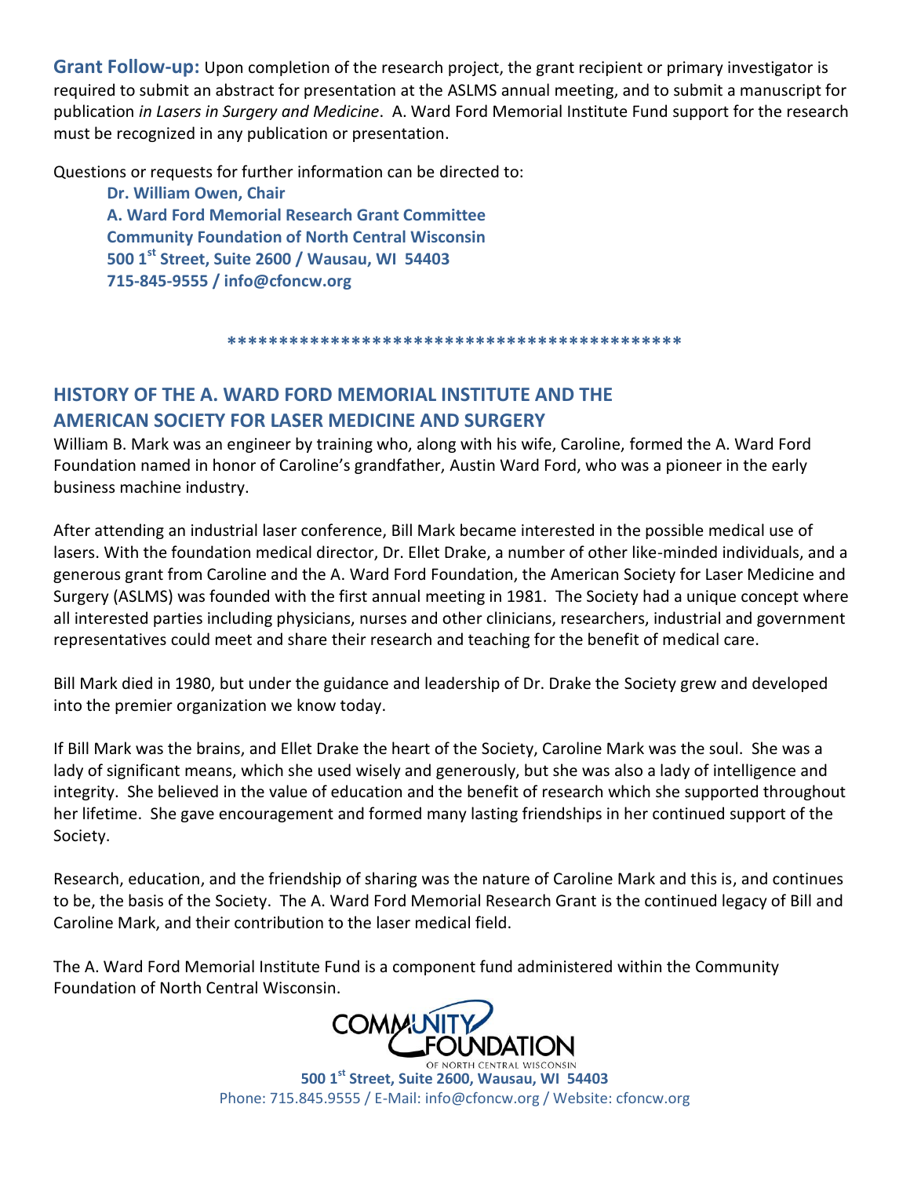**Grant Follow-up:** Upon completion of the research project, the grant recipient or primary investigator is required to submit an abstract for presentation at the ASLMS annual meeting, and to submit a manuscript for publication *in Lasers in Surgery and Medicine*. A. Ward Ford Memorial Institute Fund support for the research must be recognized in any publication or presentation.

Questions or requests for further information can be directed to:

**Dr. William Owen, Chair**
**A. Ward Ford Memorial Research Grant Committee**
**Community Foundation of North Central Wisconsin**
**500 1st Street, Suite 2600 / Wausau, WI 54403**
**715-845-9555 / info@cfoncw.org**

*******************************************

## HISTORY OF THE A. WARD FORD MEMORIAL INSTITUTE AND THE AMERICAN SOCIETY FOR LASER MEDICINE AND SURGERY

William B. Mark was an engineer by training who, along with his wife, Caroline, formed the A. Ward Ford Foundation named in honor of Caroline's grandfather, Austin Ward Ford, who was a pioneer in the early business machine industry.

After attending an industrial laser conference, Bill Mark became interested in the possible medical use of lasers. With the foundation medical director, Dr. Ellet Drake, a number of other like-minded individuals, and a generous grant from Caroline and the A. Ward Ford Foundation, the American Society for Laser Medicine and Surgery (ASLMS) was founded with the first annual meeting in 1981. The Society had a unique concept where all interested parties including physicians, nurses and other clinicians, researchers, industrial and government representatives could meet and share their research and teaching for the benefit of medical care.

Bill Mark died in 1980, but under the guidance and leadership of Dr. Drake the Society grew and developed into the premier organization we know today.

If Bill Mark was the brains, and Ellet Drake the heart of the Society, Caroline Mark was the soul. She was a lady of significant means, which she used wisely and generously, but she was also a lady of intelligence and integrity. She believed in the value of education and the benefit of research which she supported throughout her lifetime. She gave encouragement and formed many lasting friendships in her continued support of the Society.

Research, education, and the friendship of sharing was the nature of Caroline Mark and this is, and continues to be, the basis of the Society. The A. Ward Ford Memorial Research Grant is the continued legacy of Bill and Caroline Mark, and their contribution to the laser medical field.

The A. Ward Ford Memorial Institute Fund is a component fund administered within the Community Foundation of North Central Wisconsin.

COMMUNITY FOUNDATION
OF NORTH CENTRAL WISCONSIN

**500 1st Street, Suite 2600, Wausau, WI 54403**
Phone: 715.845.9555 / E-Mail: info@cfoncw.org / Website: cfoncw.org